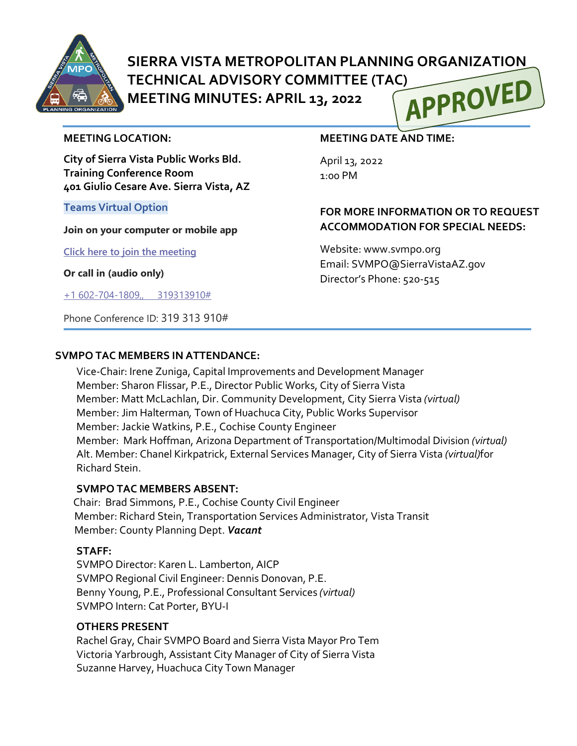# SIERRA VISTA METROPOLITAN PLANNING ORGANIZATION
# TECHNICAL ADVISORY COMMITTEE (TAC)
# MEETING MINUTES: APRIL 13, 2022

APPROVED

**MEETING LOCATION:**

**City of Sierra Vista Public Works Bld.**
**Training Conference Room**
**401 Giulio Cesare Ave. Sierra Vista, AZ**

Teams Virtual Option

**Join on your computer or mobile app**

Click here to join the meeting

**Or call in (audio only)**

+1 602-704-1809,,   319313910#

Phone Conference ID: 319 313 910#

**MEETING DATE AND TIME:**

April 13, 2022
1:00 PM

**FOR MORE INFORMATION OR TO REQUEST ACCOMMODATION FOR SPECIAL NEEDS:**

Website: www.svmpo.org
Email: SVMPO@SierraVistaAZ.gov
Director's Phone: 520-515

**SVMPO TAC MEMBERS IN ATTENDANCE:**

Vice-Chair: Irene Zuniga, Capital Improvements and Development Manager
Member: Sharon Flissar, P.E., Director Public Works, City of Sierra Vista
Member: Matt McLachlan, Dir. Community Development, City Sierra Vista *(virtual)*
Member: Jim Halterman, Town of Huachuca City, Public Works Supervisor
Member: Jackie Watkins, P.E., Cochise County Engineer
Member: Mark Hoffman, Arizona Department of Transportation/Multimodal Division *(virtual)*
Alt. Member: Chanel Kirkpatrick, External Services Manager, City of Sierra Vista *(virtual)* for Richard Stein.

**SVMPO TAC MEMBERS ABSENT:**

Chair: Brad Simmons, P.E., Cochise County Civil Engineer
Member: Richard Stein, Transportation Services Administrator, Vista Transit
Member: County Planning Dept. ***Vacant***

**STAFF:**

SVMPO Director: Karen L. Lamberton, AICP
SVMPO Regional Civil Engineer: Dennis Donovan, P.E.
Benny Young, P.E., Professional Consultant Services *(virtual)*
SVMPO Intern: Cat Porter, BYU-I

**OTHERS PRESENT**

Rachel Gray, Chair SVMPO Board and Sierra Vista Mayor Pro Tem
Victoria Yarbrough, Assistant City Manager of City of Sierra Vista
Suzanne Harvey, Huachuca City Town Manager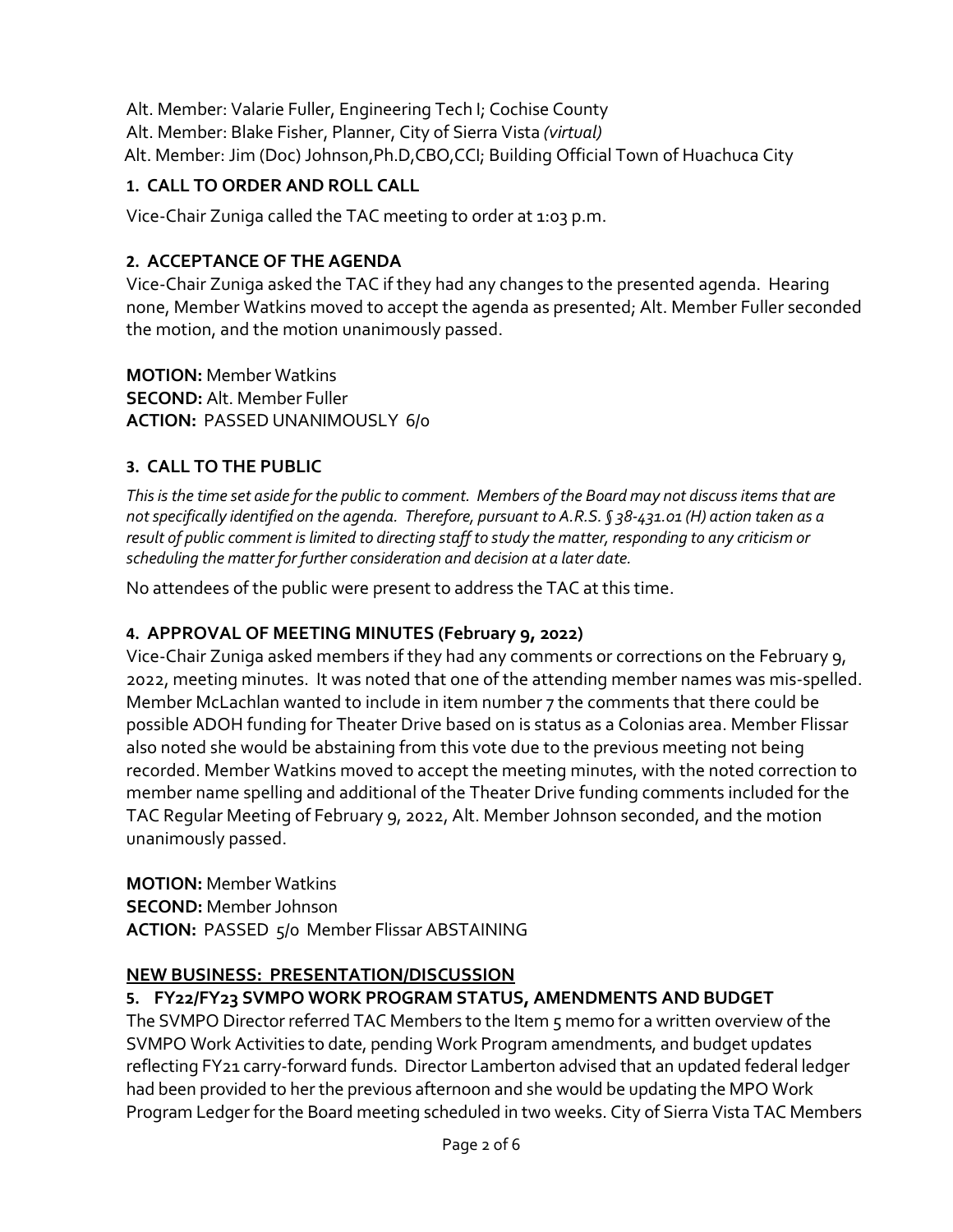Alt. Member: Valarie Fuller, Engineering Tech I; Cochise County
Alt. Member: Blake Fisher, Planner, City of Sierra Vista *(virtual)*
Alt. Member: Jim (Doc) Johnson,Ph.D,CBO,CCI; Building Official Town of Huachuca City

## 1. CALL TO ORDER AND ROLL CALL

Vice-Chair Zuniga called the TAC meeting to order at 1:03 p.m.

## 2. ACCEPTANCE OF THE AGENDA

Vice-Chair Zuniga asked the TAC if they had any changes to the presented agenda. Hearing none, Member Watkins moved to accept the agenda as presented; Alt. Member Fuller seconded the motion, and the motion unanimously passed.

**MOTION:** Member Watkins
**SECOND:** Alt. Member Fuller
**ACTION:** PASSED UNANIMOUSLY 6/0

## 3. CALL TO THE PUBLIC

*This is the time set aside for the public to comment. Members of the Board may not discuss items that are not specifically identified on the agenda. Therefore, pursuant to A.R.S. § 38-431.01 (H) action taken as a result of public comment is limited to directing staff to study the matter, responding to any criticism or scheduling the matter for further consideration and decision at a later date.*

No attendees of the public were present to address the TAC at this time.

## 4. APPROVAL OF MEETING MINUTES (February 9, 2022)

Vice-Chair Zuniga asked members if they had any comments or corrections on the February 9, 2022, meeting minutes. It was noted that one of the attending member names was mis-spelled. Member McLachlan wanted to include in item number 7 the comments that there could be possible ADOH funding for Theater Drive based on is status as a Colonias area. Member Flissar also noted she would be abstaining from this vote due to the previous meeting not being recorded. Member Watkins moved to accept the meeting minutes, with the noted correction to member name spelling and additional of the Theater Drive funding comments included for the TAC Regular Meeting of February 9, 2022, Alt. Member Johnson seconded, and the motion unanimously passed.

**MOTION:** Member Watkins
**SECOND:** Member Johnson
**ACTION:** PASSED 5/0 Member Flissar ABSTAINING

## NEW BUSINESS: PRESENTATION/DISCUSSION

## 5. FY22/FY23 SVMPO WORK PROGRAM STATUS, AMENDMENTS AND BUDGET

The SVMPO Director referred TAC Members to the Item 5 memo for a written overview of the SVMPO Work Activities to date, pending Work Program amendments, and budget updates reflecting FY21 carry-forward funds. Director Lamberton advised that an updated federal ledger had been provided to her the previous afternoon and she would be updating the MPO Work Program Ledger for the Board meeting scheduled in two weeks. City of Sierra Vista TAC Members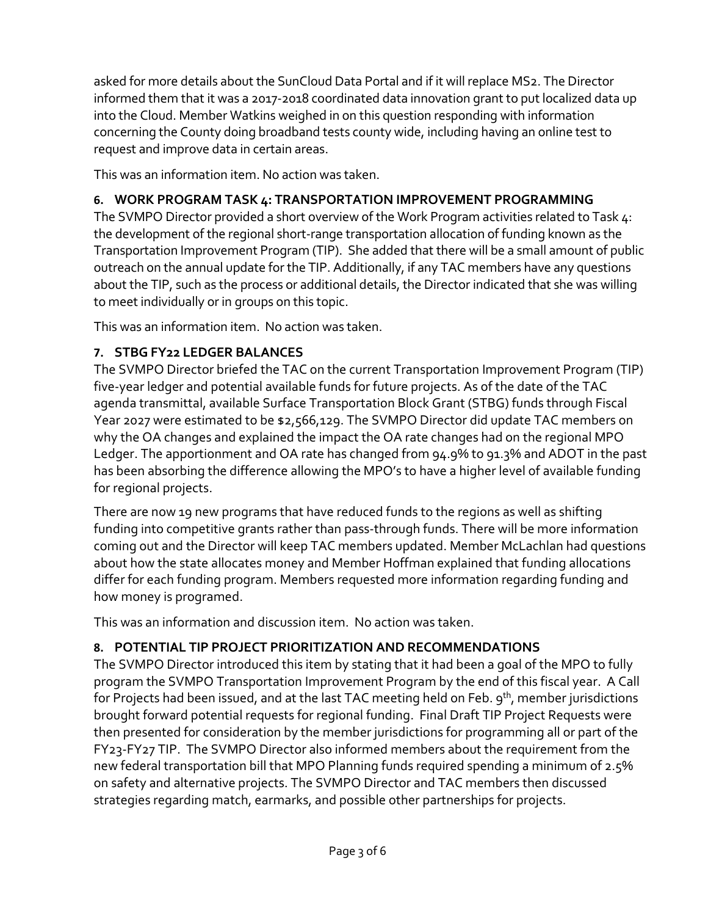asked for more details about the SunCloud Data Portal and if it will replace MS2. The Director informed them that it was a 2017-2018 coordinated data innovation grant to put localized data up into the Cloud. Member Watkins weighed in on this question responding with information concerning the County doing broadband tests county wide, including having an online test to request and improve data in certain areas.

This was an information item. No action was taken.

### 6. WORK PROGRAM TASK 4: TRANSPORTATION IMPROVEMENT PROGRAMMING

The SVMPO Director provided a short overview of the Work Program activities related to Task 4: the development of the regional short-range transportation allocation of funding known as the Transportation Improvement Program (TIP). She added that there will be a small amount of public outreach on the annual update for the TIP. Additionally, if any TAC members have any questions about the TIP, such as the process or additional details, the Director indicated that she was willing to meet individually or in groups on this topic.

This was an information item. No action was taken.

### 7. STBG FY22 LEDGER BALANCES

The SVMPO Director briefed the TAC on the current Transportation Improvement Program (TIP) five-year ledger and potential available funds for future projects. As of the date of the TAC agenda transmittal, available Surface Transportation Block Grant (STBG) funds through Fiscal Year 2027 were estimated to be $2,566,129. The SVMPO Director did update TAC members on why the OA changes and explained the impact the OA rate changes had on the regional MPO Ledger. The apportionment and OA rate has changed from 94.9% to 91.3% and ADOT in the past has been absorbing the difference allowing the MPO's to have a higher level of available funding for regional projects.

There are now 19 new programs that have reduced funds to the regions as well as shifting funding into competitive grants rather than pass-through funds. There will be more information coming out and the Director will keep TAC members updated. Member McLachlan had questions about how the state allocates money and Member Hoffman explained that funding allocations differ for each funding program. Members requested more information regarding funding and how money is programed.

This was an information and discussion item. No action was taken.

### 8. POTENTIAL TIP PROJECT PRIORITIZATION AND RECOMMENDATIONS

The SVMPO Director introduced this item by stating that it had been a goal of the MPO to fully program the SVMPO Transportation Improvement Program by the end of this fiscal year. A Call for Projects had been issued, and at the last TAC meeting held on Feb. 9th, member jurisdictions brought forward potential requests for regional funding. Final Draft TIP Project Requests were then presented for consideration by the member jurisdictions for programming all or part of the FY23-FY27 TIP. The SVMPO Director also informed members about the requirement from the new federal transportation bill that MPO Planning funds required spending a minimum of 2.5% on safety and alternative projects. The SVMPO Director and TAC members then discussed strategies regarding match, earmarks, and possible other partnerships for projects.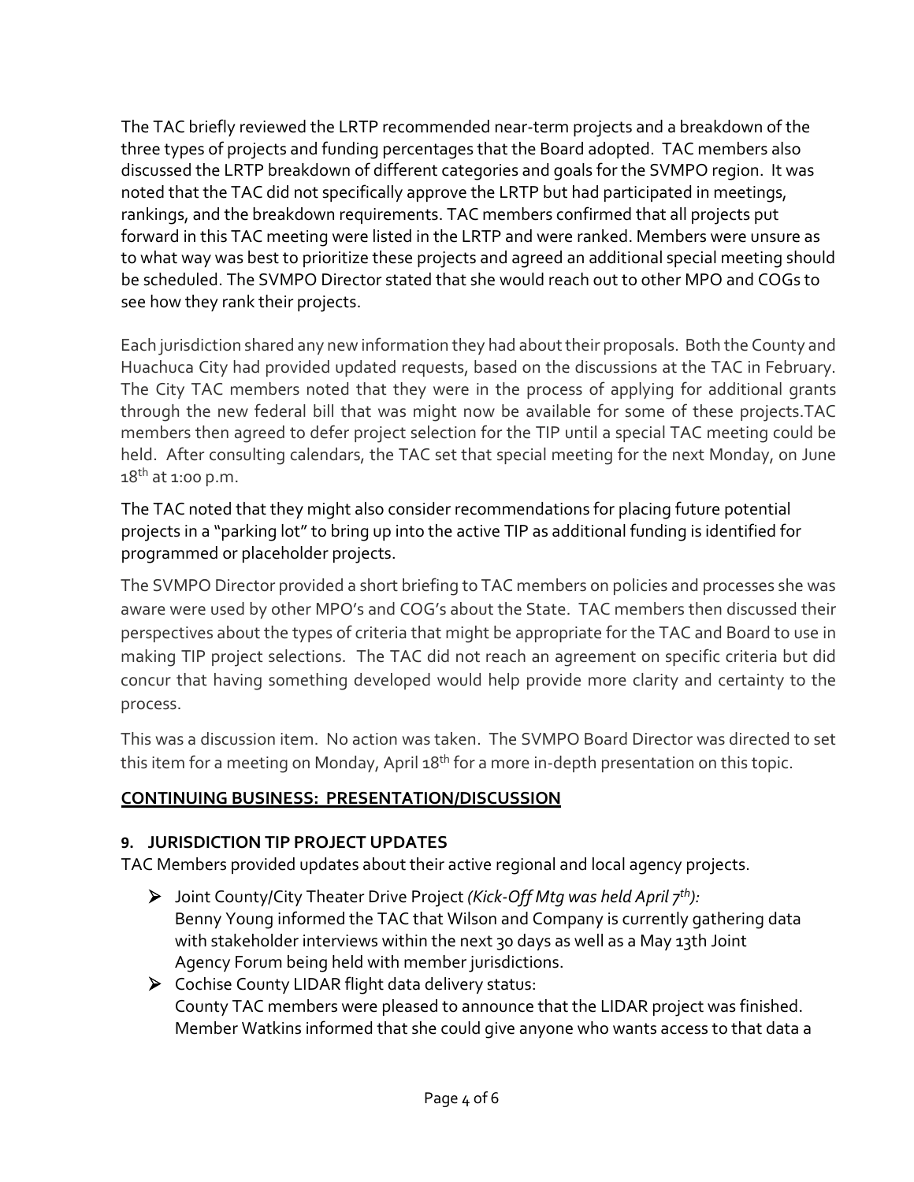The TAC briefly reviewed the LRTP recommended near-term projects and a breakdown of the three types of projects and funding percentages that the Board adopted. TAC members also discussed the LRTP breakdown of different categories and goals for the SVMPO region. It was noted that the TAC did not specifically approve the LRTP but had participated in meetings, rankings, and the breakdown requirements. TAC members confirmed that all projects put forward in this TAC meeting were listed in the LRTP and were ranked. Members were unsure as to what way was best to prioritize these projects and agreed an additional special meeting should be scheduled. The SVMPO Director stated that she would reach out to other MPO and COGs to see how they rank their projects.

Each jurisdiction shared any new information they had about their proposals. Both the County and Huachuca City had provided updated requests, based on the discussions at the TAC in February. The City TAC members noted that they were in the process of applying for additional grants through the new federal bill that was might now be available for some of these projects.TAC members then agreed to defer project selection for the TIP until a special TAC meeting could be held. After consulting calendars, the TAC set that special meeting for the next Monday, on June 18th at 1:00 p.m.

The TAC noted that they might also consider recommendations for placing future potential projects in a "parking lot" to bring up into the active TIP as additional funding is identified for programmed or placeholder projects.

The SVMPO Director provided a short briefing to TAC members on policies and processes she was aware were used by other MPO's and COG's about the State. TAC members then discussed their perspectives about the types of criteria that might be appropriate for the TAC and Board to use in making TIP project selections. The TAC did not reach an agreement on specific criteria but did concur that having something developed would help provide more clarity and certainty to the process.

This was a discussion item. No action was taken. The SVMPO Board Director was directed to set this item for a meeting on Monday, April 18th for a more in-depth presentation on this topic.

## CONTINUING BUSINESS: PRESENTATION/DISCUSSION

### 9. JURISDICTION TIP PROJECT UPDATES

TAC Members provided updates about their active regional and local agency projects.

- Joint County/City Theater Drive Project *(Kick-Off Mtg was held April 7th):*
  Benny Young informed the TAC that Wilson and Company is currently gathering data with stakeholder interviews within the next 30 days as well as a May 13th Joint Agency Forum being held with member jurisdictions.
- Cochise County LIDAR flight data delivery status:
  County TAC members were pleased to announce that the LIDAR project was finished. Member Watkins informed that she could give anyone who wants access to that data a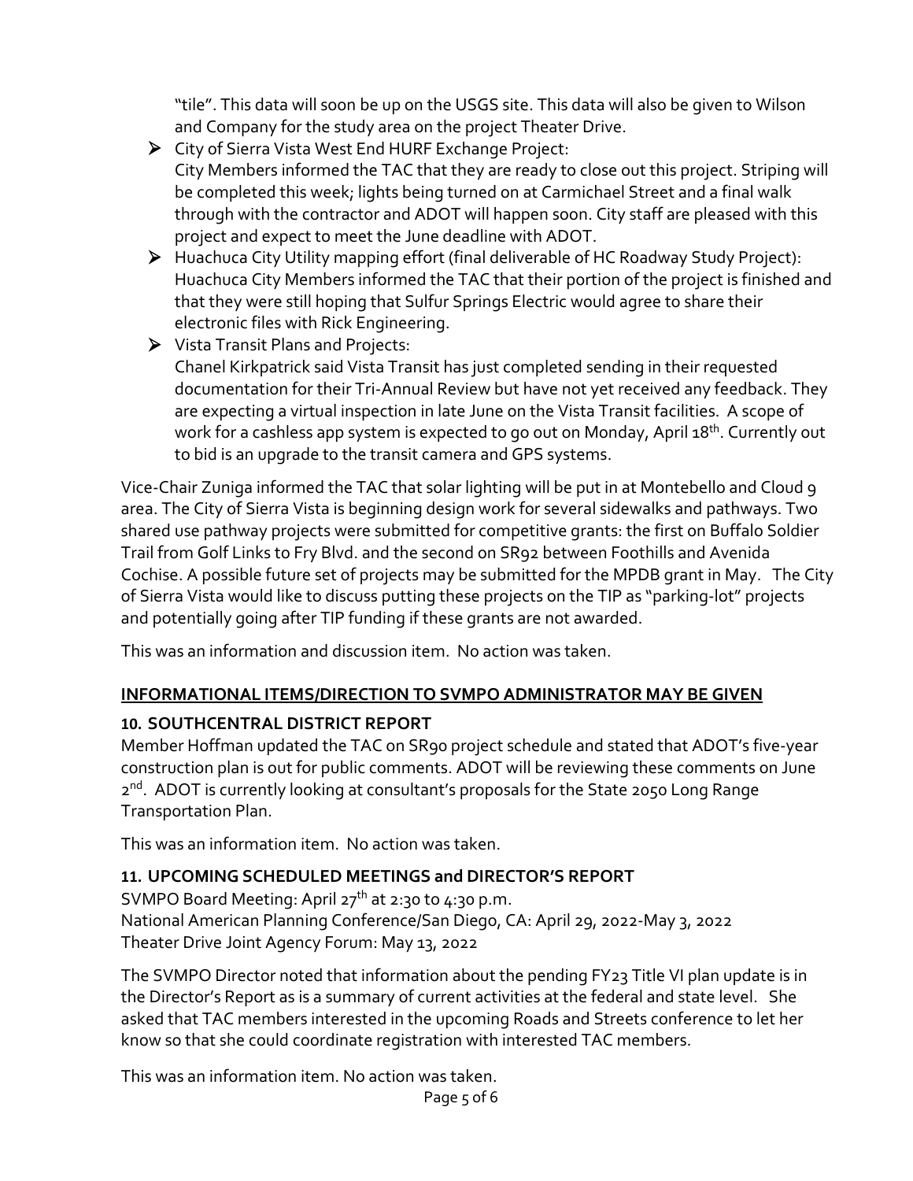"tile". This data will soon be up on the USGS site. This data will also be given to Wilson and Company for the study area on the project Theater Drive.

- City of Sierra Vista West End HURF Exchange Project:
  City Members informed the TAC that they are ready to close out this project. Striping will be completed this week; lights being turned on at Carmichael Street and a final walk through with the contractor and ADOT will happen soon. City staff are pleased with this project and expect to meet the June deadline with ADOT.
- Huachuca City Utility mapping effort (final deliverable of HC Roadway Study Project):
  Huachuca City Members informed the TAC that their portion of the project is finished and that they were still hoping that Sulfur Springs Electric would agree to share their electronic files with Rick Engineering.
- Vista Transit Plans and Projects:
  Chanel Kirkpatrick said Vista Transit has just completed sending in their requested documentation for their Tri-Annual Review but have not yet received any feedback. They are expecting a virtual inspection in late June on the Vista Transit facilities. A scope of work for a cashless app system is expected to go out on Monday, April 18th. Currently out to bid is an upgrade to the transit camera and GPS systems.

Vice-Chair Zuniga informed the TAC that solar lighting will be put in at Montebello and Cloud 9 area. The City of Sierra Vista is beginning design work for several sidewalks and pathways. Two shared use pathway projects were submitted for competitive grants: the first on Buffalo Soldier Trail from Golf Links to Fry Blvd. and the second on SR92 between Foothills and Avenida Cochise. A possible future set of projects may be submitted for the MPDB grant in May. The City of Sierra Vista would like to discuss putting these projects on the TIP as "parking-lot" projects and potentially going after TIP funding if these grants are not awarded.

This was an information and discussion item. No action was taken.

## INFORMATIONAL ITEMS/DIRECTION TO SVMPO ADMINISTRATOR MAY BE GIVEN

### 10. SOUTHCENTRAL DISTRICT REPORT

Member Hoffman updated the TAC on SR90 project schedule and stated that ADOT's five-year construction plan is out for public comments. ADOT will be reviewing these comments on June 2nd. ADOT is currently looking at consultant's proposals for the State 2050 Long Range Transportation Plan.

This was an information item. No action was taken.

### 11. UPCOMING SCHEDULED MEETINGS and DIRECTOR'S REPORT

SVMPO Board Meeting: April 27th at 2:30 to 4:30 p.m.
National American Planning Conference/San Diego, CA: April 29, 2022-May 3, 2022
Theater Drive Joint Agency Forum: May 13, 2022

The SVMPO Director noted that information about the pending FY23 Title VI plan update is in the Director's Report as is a summary of current activities at the federal and state level. She asked that TAC members interested in the upcoming Roads and Streets conference to let her know so that she could coordinate registration with interested TAC members.

This was an information item. No action was taken.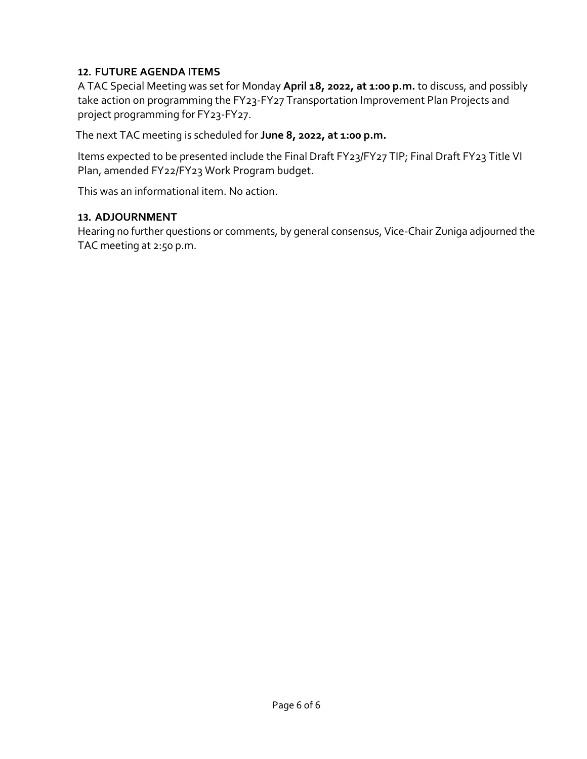### 12. FUTURE AGENDA ITEMS

A TAC Special Meeting was set for Monday **April 18, 2022, at 1:00 p.m.** to discuss, and possibly take action on programming the FY23-FY27 Transportation Improvement Plan Projects and project programming for FY23-FY27.

The next TAC meeting is scheduled for **June 8, 2022, at 1:00 p.m.**

Items expected to be presented include the Final Draft FY23/FY27 TIP; Final Draft FY23 Title VI Plan, amended FY22/FY23 Work Program budget.

This was an informational item. No action.

### 13. ADJOURNMENT

Hearing no further questions or comments, by general consensus, Vice-Chair Zuniga adjourned the TAC meeting at 2:50 p.m.